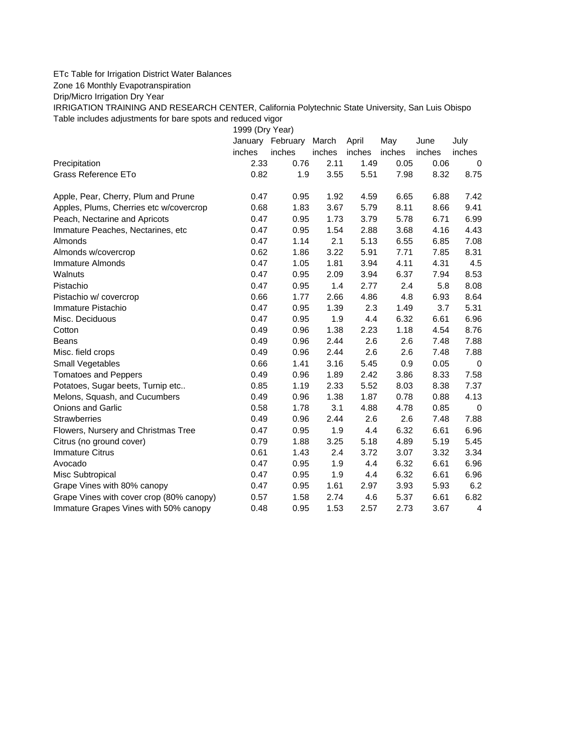ETc Table for Irrigation District Water Balances

Zone 16 Monthly Evapotranspiration

Drip/Micro Irrigation Dry Year

IRRIGATION TRAINING AND RESEARCH CENTER, California Polytechnic State University, San Luis Obispo

Table includes adjustments for bare spots and reduced vigor

| | 1999 (Dry Year) | | | | | | |
|---|---|---|---|---|---|---|---|
| | January | February | March | April | May | June | July |
| | inches | inches | inches | inches | inches | inches | inches |
| Precipitation | 2.33 | 0.76 | 2.11 | 1.49 | 0.05 | 0.06 | 0 |
| Grass Reference ETo | 0.82 | 1.9 | 3.55 | 5.51 | 7.98 | 8.32 | 8.75 |
| | | | | | | | |
| Apple, Pear, Cherry, Plum and Prune | 0.47 | 0.95 | 1.92 | 4.59 | 6.65 | 6.88 | 7.42 |
| Apples, Plums, Cherries etc w/covercrop | 0.68 | 1.83 | 3.67 | 5.79 | 8.11 | 8.66 | 9.41 |
| Peach, Nectarine and Apricots | 0.47 | 0.95 | 1.73 | 3.79 | 5.78 | 6.71 | 6.99 |
| Immature Peaches, Nectarines, etc | 0.47 | 0.95 | 1.54 | 2.88 | 3.68 | 4.16 | 4.43 |
| Almonds | 0.47 | 1.14 | 2.1 | 5.13 | 6.55 | 6.85 | 7.08 |
| Almonds w/covercrop | 0.62 | 1.86 | 3.22 | 5.91 | 7.71 | 7.85 | 8.31 |
| Immature Almonds | 0.47 | 1.05 | 1.81 | 3.94 | 4.11 | 4.31 | 4.5 |
| Walnuts | 0.47 | 0.95 | 2.09 | 3.94 | 6.37 | 7.94 | 8.53 |
| Pistachio | 0.47 | 0.95 | 1.4 | 2.77 | 2.4 | 5.8 | 8.08 |
| Pistachio w/ covercrop | 0.66 | 1.77 | 2.66 | 4.86 | 4.8 | 6.93 | 8.64 |
| Immature Pistachio | 0.47 | 0.95 | 1.39 | 2.3 | 1.49 | 3.7 | 5.31 |
| Misc. Deciduous | 0.47 | 0.95 | 1.9 | 4.4 | 6.32 | 6.61 | 6.96 |
| Cotton | 0.49 | 0.96 | 1.38 | 2.23 | 1.18 | 4.54 | 8.76 |
| Beans | 0.49 | 0.96 | 2.44 | 2.6 | 2.6 | 7.48 | 7.88 |
| Misc. field crops | 0.49 | 0.96 | 2.44 | 2.6 | 2.6 | 7.48 | 7.88 |
| Small Vegetables | 0.66 | 1.41 | 3.16 | 5.45 | 0.9 | 0.05 | 0 |
| Tomatoes and Peppers | 0.49 | 0.96 | 1.89 | 2.42 | 3.86 | 8.33 | 7.58 |
| Potatoes, Sugar beets, Turnip etc.. | 0.85 | 1.19 | 2.33 | 5.52 | 8.03 | 8.38 | 7.37 |
| Melons, Squash, and Cucumbers | 0.49 | 0.96 | 1.38 | 1.87 | 0.78 | 0.88 | 4.13 |
| Onions and Garlic | 0.58 | 1.78 | 3.1 | 4.88 | 4.78 | 0.85 | 0 |
| Strawberries | 0.49 | 0.96 | 2.44 | 2.6 | 2.6 | 7.48 | 7.88 |
| Flowers, Nursery and Christmas Tree | 0.47 | 0.95 | 1.9 | 4.4 | 6.32 | 6.61 | 6.96 |
| Citrus (no ground cover) | 0.79 | 1.88 | 3.25 | 5.18 | 4.89 | 5.19 | 5.45 |
| Immature Citrus | 0.61 | 1.43 | 2.4 | 3.72 | 3.07 | 3.32 | 3.34 |
| Avocado | 0.47 | 0.95 | 1.9 | 4.4 | 6.32 | 6.61 | 6.96 |
| Misc Subtropical | 0.47 | 0.95 | 1.9 | 4.4 | 6.32 | 6.61 | 6.96 |
| Grape Vines with 80% canopy | 0.47 | 0.95 | 1.61 | 2.97 | 3.93 | 5.93 | 6.2 |
| Grape Vines with cover crop (80% canopy) | 0.57 | 1.58 | 2.74 | 4.6 | 5.37 | 6.61 | 6.82 |
| Immature Grapes Vines with 50% canopy | 0.48 | 0.95 | 1.53 | 2.57 | 2.73 | 3.67 | 4 |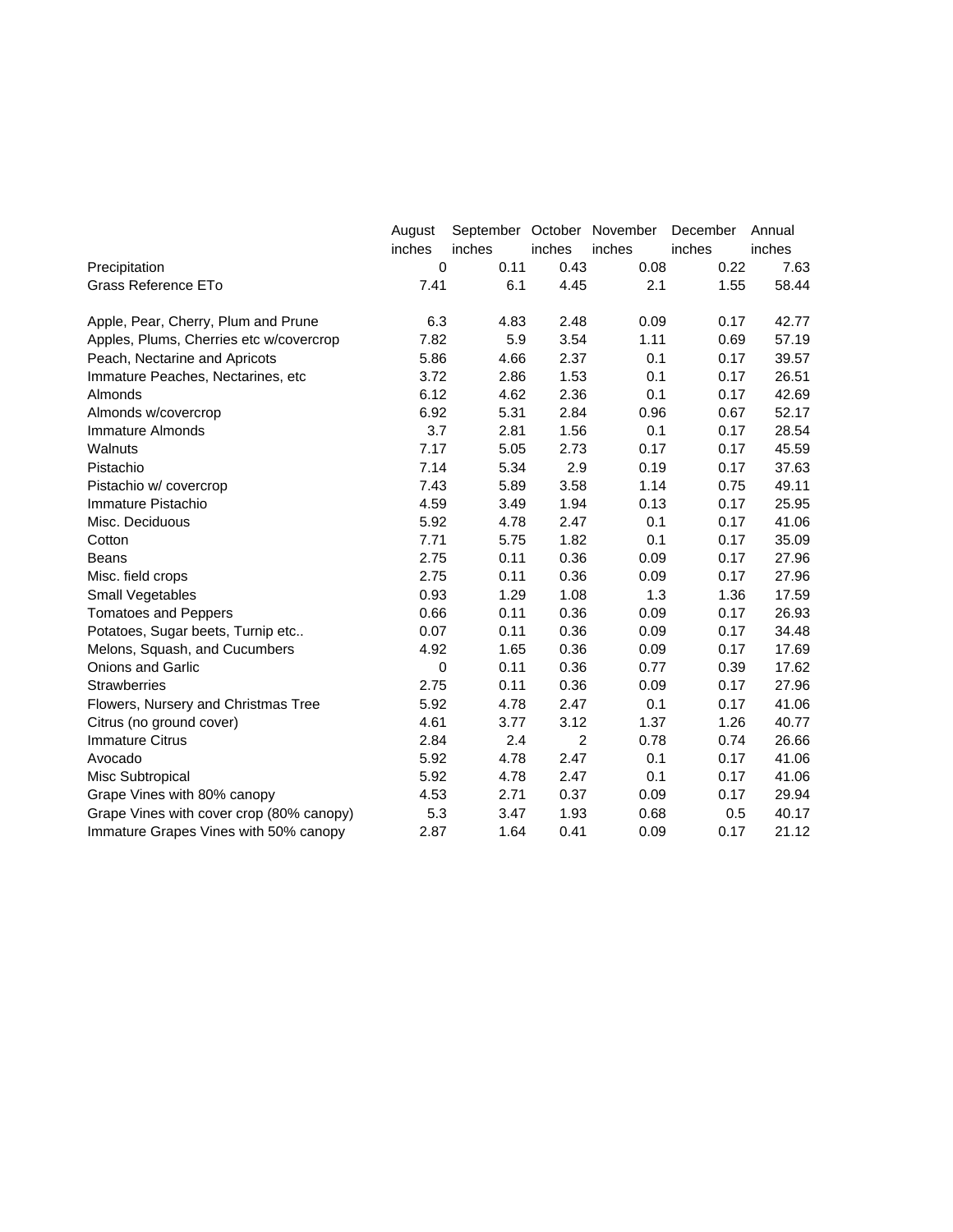| | August inches | September inches | October inches | November inches | December inches | Annual inches |
|---|---|---|---|---|---|---|
| Precipitation | 0 | 0.11 | 0.43 | 0.08 | 0.22 | 7.63 |
| Grass Reference ETo | 7.41 | 6.1 | 4.45 | 2.1 | 1.55 | 58.44 |
| | | | | | | |
| Apple, Pear, Cherry, Plum and Prune | 6.3 | 4.83 | 2.48 | 0.09 | 0.17 | 42.77 |
| Apples, Plums, Cherries etc w/covercrop | 7.82 | 5.9 | 3.54 | 1.11 | 0.69 | 57.19 |
| Peach, Nectarine and Apricots | 5.86 | 4.66 | 2.37 | 0.1 | 0.17 | 39.57 |
| Immature Peaches, Nectarines, etc | 3.72 | 2.86 | 1.53 | 0.1 | 0.17 | 26.51 |
| Almonds | 6.12 | 4.62 | 2.36 | 0.1 | 0.17 | 42.69 |
| Almonds w/covercrop | 6.92 | 5.31 | 2.84 | 0.96 | 0.67 | 52.17 |
| Immature Almonds | 3.7 | 2.81 | 1.56 | 0.1 | 0.17 | 28.54 |
| Walnuts | 7.17 | 5.05 | 2.73 | 0.17 | 0.17 | 45.59 |
| Pistachio | 7.14 | 5.34 | 2.9 | 0.19 | 0.17 | 37.63 |
| Pistachio w/ covercrop | 7.43 | 5.89 | 3.58 | 1.14 | 0.75 | 49.11 |
| Immature Pistachio | 4.59 | 3.49 | 1.94 | 0.13 | 0.17 | 25.95 |
| Misc. Deciduous | 5.92 | 4.78 | 2.47 | 0.1 | 0.17 | 41.06 |
| Cotton | 7.71 | 5.75 | 1.82 | 0.1 | 0.17 | 35.09 |
| Beans | 2.75 | 0.11 | 0.36 | 0.09 | 0.17 | 27.96 |
| Misc. field crops | 2.75 | 0.11 | 0.36 | 0.09 | 0.17 | 27.96 |
| Small Vegetables | 0.93 | 1.29 | 1.08 | 1.3 | 1.36 | 17.59 |
| Tomatoes and Peppers | 0.66 | 0.11 | 0.36 | 0.09 | 0.17 | 26.93 |
| Potatoes, Sugar beets, Turnip etc.. | 0.07 | 0.11 | 0.36 | 0.09 | 0.17 | 34.48 |
| Melons, Squash, and Cucumbers | 4.92 | 1.65 | 0.36 | 0.09 | 0.17 | 17.69 |
| Onions and Garlic | 0 | 0.11 | 0.36 | 0.77 | 0.39 | 17.62 |
| Strawberries | 2.75 | 0.11 | 0.36 | 0.09 | 0.17 | 27.96 |
| Flowers, Nursery and Christmas Tree | 5.92 | 4.78 | 2.47 | 0.1 | 0.17 | 41.06 |
| Citrus (no ground cover) | 4.61 | 3.77 | 3.12 | 1.37 | 1.26 | 40.77 |
| Immature Citrus | 2.84 | 2.4 | 2 | 0.78 | 0.74 | 26.66 |
| Avocado | 5.92 | 4.78 | 2.47 | 0.1 | 0.17 | 41.06 |
| Misc Subtropical | 5.92 | 4.78 | 2.47 | 0.1 | 0.17 | 41.06 |
| Grape Vines with 80% canopy | 4.53 | 2.71 | 0.37 | 0.09 | 0.17 | 29.94 |
| Grape Vines with cover crop (80% canopy) | 5.3 | 3.47 | 1.93 | 0.68 | 0.5 | 40.17 |
| Immature Grapes Vines with 50% canopy | 2.87 | 1.64 | 0.41 | 0.09 | 0.17 | 21.12 |